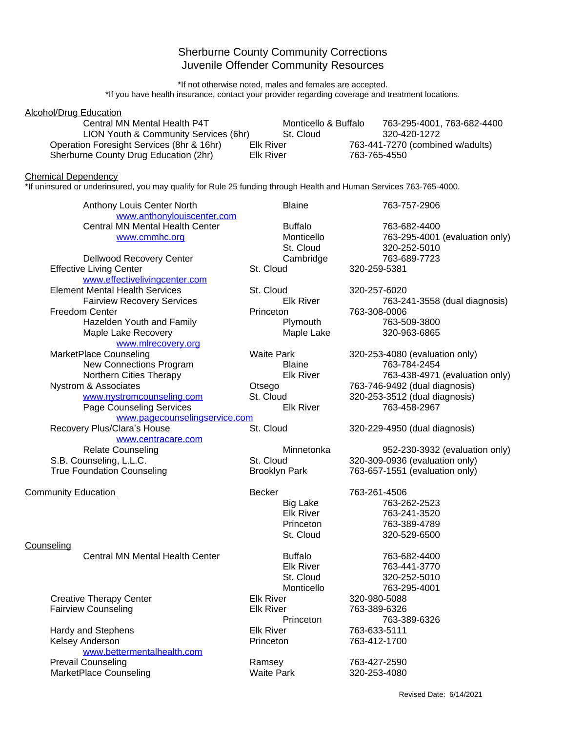# Sherburne County Community Corrections
# Juvenile Offender Community Resources

*If not otherwise noted, males and females are accepted.
*If you have health insurance, contact your provider regarding coverage and treatment locations.

## Alcohol/Drug Education

| Provider | Location | Phone |
|---|---|---|
| Central MN Mental Health P4T | Monticello & Buffalo | 763-295-4001, 763-682-4400 |
| LION Youth & Community Services (6hr) | St. Cloud | 320-420-1272 |
| Operation Foresight Services (8hr & 16hr) | Elk River | 763-441-7270 (combined w/adults) |
| Sherburne County Drug Education (2hr) | Elk River | 763-765-4550 |

## Chemical Dependency

*If uninsured or underinsured, you may qualify for Rule 25 funding through Health and Human Services 763-765-4000.

| Provider | Location | Phone |
|---|---|---|
| Anthony Louis Center North (www.anthonylouiscenter.com) | Blaine | 763-757-2906 |
| Central MN Mental Health Center (www.cmmhc.org) | Buffalo | 763-682-4400 |
| | Monticello | 763-295-4001 (evaluation only) |
| | St. Cloud | 320-252-5010 |
| Dellwood Recovery Center | Cambridge | 763-689-7723 |
| Effective Living Center (www.effectivelivingcenter.com) | St. Cloud | 320-259-5381 |
| Element Mental Health Services | St. Cloud | 320-257-6020 |
| Fairview Recovery Services | Elk River | 763-241-3558 (dual diagnosis) |
| Freedom Center | Princeton | 763-308-0006 |
| Hazelden Youth and Family | Plymouth | 763-509-3800 |
| Maple Lake Recovery (www.mlrecovery.org) | Maple Lake | 320-963-6865 |
| MarketPlace Counseling | Waite Park | 320-253-4080 (evaluation only) |
| New Connections Program | Blaine | 763-784-2454 |
| Northern Cities Therapy | Elk River | 763-438-4971 (evaluation only) |
| Nystrom & Associates (www.nystromcounseling.com) | Otsego | 763-746-9492 (dual diagnosis) |
| | St. Cloud | 320-253-3512 (dual diagnosis) |
| Page Counseling Services (www.pagecounselingservice.com) | Elk River | 763-458-2967 |
| Recovery Plus/Clara's House (www.centracare.com) | St. Cloud | 320-229-4950 (dual diagnosis) |
| Relate Counseling | Minnetonka | 952-230-3932 (evaluation only) |
| S.B. Counseling, L.L.C. | St. Cloud | 320-309-0936 (evaluation only) |
| True Foundation Counseling | Brooklyn Park | 763-657-1551 (evaluation only) |

## Community Education

| Location | Phone |
|---|---|
| Becker | 763-261-4506 |
| Big Lake | 763-262-2523 |
| Elk River | 763-241-3520 |
| Princeton | 763-389-4789 |
| St. Cloud | 320-529-6500 |

## Counseling

| Provider | Location | Phone |
|---|---|---|
| Central MN Mental Health Center | Buffalo | 763-682-4400 |
| | Elk River | 763-441-3770 |
| | St. Cloud | 320-252-5010 |
| | Monticello | 763-295-4001 |
| Creative Therapy Center | Elk River | 320-980-5088 |
| Fairview Counseling | Elk River | 763-389-6326 |
| | Princeton | 763-389-6326 |
| Hardy and Stephens | Elk River | 763-633-5111 |
| Kelsey Anderson (www.bettermentalhealth.com) | Princeton | 763-412-1700 |
| Prevail Counseling | Ramsey | 763-427-2590 |
| MarketPlace Counseling | Waite Park | 320-253-4080 |

Revised Date: 6/14/2021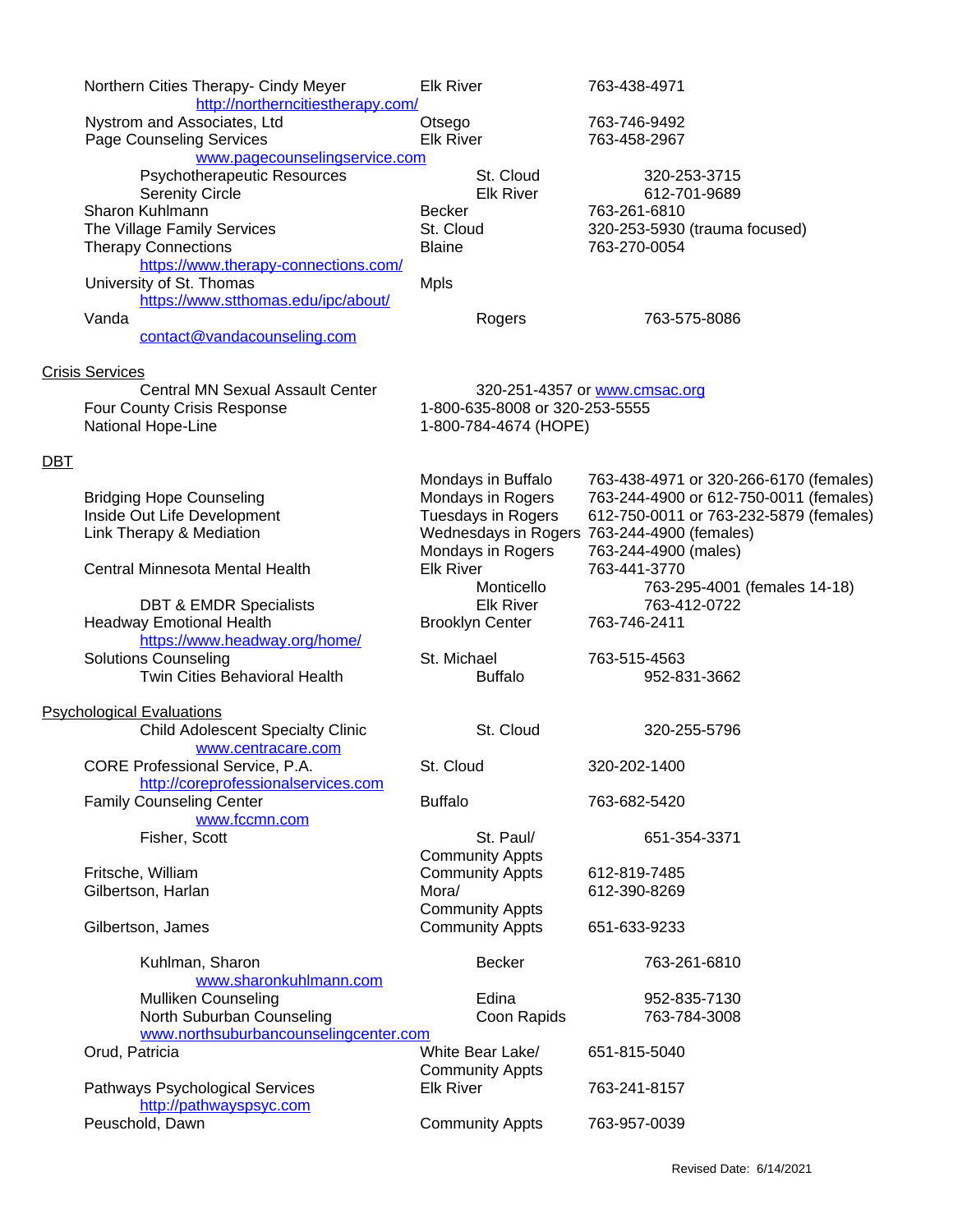| | | |
|---|---|---|
| Northern Cities Therapy- Cindy Meyer | Elk River | 763-438-4971 |
| http://northerncitiestherapy.com/ | | |
| Nystrom and Associates, Ltd | Otsego | 763-746-9492 |
| Page Counseling Services | Elk River | 763-458-2967 |
| www.pagecounselingservice.com | | |
| Psychotherapeutic Resources | St. Cloud | 320-253-3715 |
| Serenity Circle | Elk River | 612-701-9689 |
| Sharon Kuhlmann | Becker | 763-261-6810 |
| The Village Family Services | St. Cloud | 320-253-5930 (trauma focused) |
| Therapy Connections | Blaine | 763-270-0054 |
| https://www.therapy-connections.com/ | | |
| University of St. Thomas | Mpls | |
| https://www.stthomas.edu/ipc/about/ | | |
| Vanda | Rogers | 763-575-8086 |
| contact@vandacounseling.com | | |

## Crisis Services

| | |
|---|---|
| Central MN Sexual Assault Center | 320-251-4357 or www.cmsac.org |
| Four County Crisis Response | 1-800-635-8008 or 320-253-5555 |
| National Hope-Line | 1-800-784-4674 (HOPE) |

## DBT

| | | |
|---|---|---|
| | Mondays in Buffalo | 763-438-4971 or 320-266-6170 (females) |
| Bridging Hope Counseling | Mondays in Rogers | 763-244-4900 or 612-750-0011 (females) |
| Inside Out Life Development | Tuesdays in Rogers | 612-750-0011 or 763-232-5879 (females) |
| Link Therapy & Mediation | Wednesdays in Rogers | 763-244-4900 (females) |
| | Mondays in Rogers | 763-244-4900 (males) |
| Central Minnesota Mental Health | Elk River | 763-441-3770 |
| | Monticello | 763-295-4001 (females 14-18) |
| DBT & EMDR Specialists | Elk River | 763-412-0722 |
| Headway Emotional Health | Brooklyn Center | 763-746-2411 |
| https://www.headway.org/home/ | | |
| Solutions Counseling | St. Michael | 763-515-4563 |
| Twin Cities Behavioral Health | Buffalo | 952-831-3662 |

## Psychological Evaluations

| | | |
|---|---|---|
| Child Adolescent Specialty Clinic | St. Cloud | 320-255-5796 |
| www.centracare.com | | |
| CORE Professional Service, P.A. | St. Cloud | 320-202-1400 |
| http://coreprofessionalservices.com | | |
| Family Counseling Center | Buffalo | 763-682-5420 |
| www.fccmn.com | | |
| Fisher, Scott | St. Paul/ Community Appts | 651-354-3371 |
| Fritsche, William | Community Appts | 612-819-7485 |
| Gilbertson, Harlan | Mora/ Community Appts | 612-390-8269 |
| Gilbertson, James | Community Appts | 651-633-9233 |
| Kuhlman, Sharon | Becker | 763-261-6810 |
| www.sharonkuhlmann.com | | |
| Mulliken Counseling | Edina | 952-835-7130 |
| North Suburban Counseling | Coon Rapids | 763-784-3008 |
| www.northsuburbancounselingcenter.com | | |
| Orud, Patricia | White Bear Lake/ Community Appts | 651-815-5040 |
| Pathways Psychological Services | Elk River | 763-241-8157 |
| http://pathwayspsyc.com | | |
| Peuschold, Dawn | Community Appts | 763-957-0039 |

Revised Date: 6/14/2021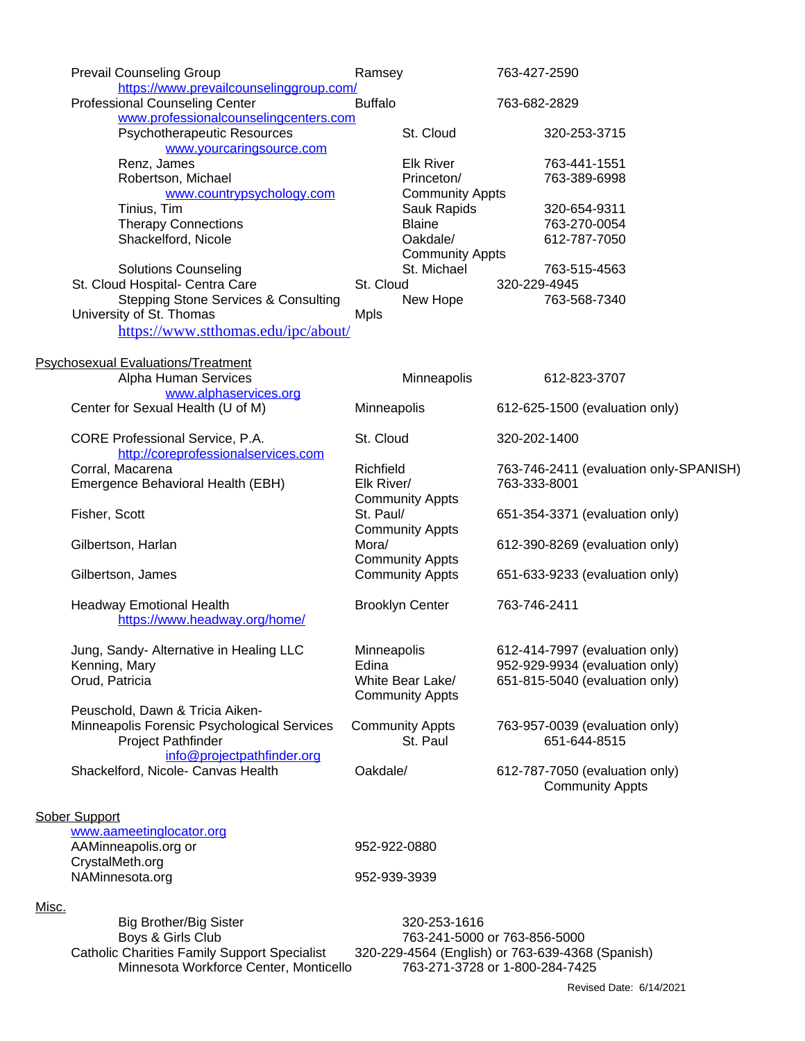| Name | Location | Phone |
|---|---|---|
| Prevail Counseling Group https://www.prevailcounselinggroup.com/ | Ramsey | 763-427-2590 |
| Professional Counseling Center www.professionalcounselingcenters.com | Buffalo | 763-682-2829 |
| Psychotherapeutic Resources www.yourcaringsource.com | St. Cloud | 320-253-3715 |
| Renz, James | Elk River | 763-441-1551 |
| Robertson, Michael www.countrypsychology.com | Princeton/ Community Appts | 763-389-6998 |
| Tinius, Tim | Sauk Rapids | 320-654-9311 |
| Therapy Connections | Blaine | 763-270-0054 |
| Shackelford, Nicole | Oakdale/ Community Appts | 612-787-7050 |
| Solutions Counseling | St. Michael | 763-515-4563 |
| St. Cloud Hospital- Centra Care | St. Cloud | 320-229-4945 |
| Stepping Stone Services & Consulting | New Hope | 763-568-7340 |
| University of St. Thomas https://www.stthomas.edu/ipc/about/ | Mpls | |

## Psychosexual Evaluations/Treatment

| Name | Location | Phone |
|---|---|---|
| Alpha Human Services www.alphaservices.org | Minneapolis | 612-823-3707 |
| Center for Sexual Health (U of M) | Minneapolis | 612-625-1500 (evaluation only) |
| CORE Professional Service, P.A. http://coreprofessionalservices.com | St. Cloud | 320-202-1400 |
| Corral, Macarena | Richfield | 763-746-2411 (evaluation only-SPANISH) |
| Emergence Behavioral Health (EBH) | Elk River/ Community Appts | 763-333-8001 |
| Fisher, Scott | St. Paul/ Community Appts | 651-354-3371 (evaluation only) |
| Gilbertson, Harlan | Mora/ Community Appts | 612-390-8269 (evaluation only) |
| Gilbertson, James | Community Appts | 651-633-9233 (evaluation only) |
| Headway Emotional Health https://www.headway.org/home/ | Brooklyn Center | 763-746-2411 |
| Jung, Sandy- Alternative in Healing LLC | Minneapolis | 612-414-7997 (evaluation only) |
| Kenning, Mary | Edina | 952-929-9934 (evaluation only) |
| Orud, Patricia | White Bear Lake/ Community Appts | 651-815-5040 (evaluation only) |
| Peuschold, Dawn & Tricia Aiken- Minneapolis Forensic Psychological Services | Community Appts | 763-957-0039 (evaluation only) |
| Project Pathfinder info@projectpathfinder.org | St. Paul | 651-644-8515 |
| Shackelford, Nicole- Canvas Health | Oakdale/ Community Appts | 612-787-7050 (evaluation only) |

## Sober Support

| Name | Phone |
|---|---|
| www.aameetinglocator.org | |
| AAMinneapolis.org or | 952-922-0880 |
| CrystalMeth.org | |
| NAMinnesota.org | 952-939-3939 |

## Misc.

| Name | Phone |
|---|---|
| Big Brother/Big Sister | 320-253-1616 |
| Boys & Girls Club | 763-241-5000 or 763-856-5000 |
| Catholic Charities Family Support Specialist | 320-229-4564 (English) or 763-639-4368 (Spanish) |
| Minnesota Workforce Center, Monticello | 763-271-3728 or 1-800-284-7425 |

Revised Date: 6/14/2021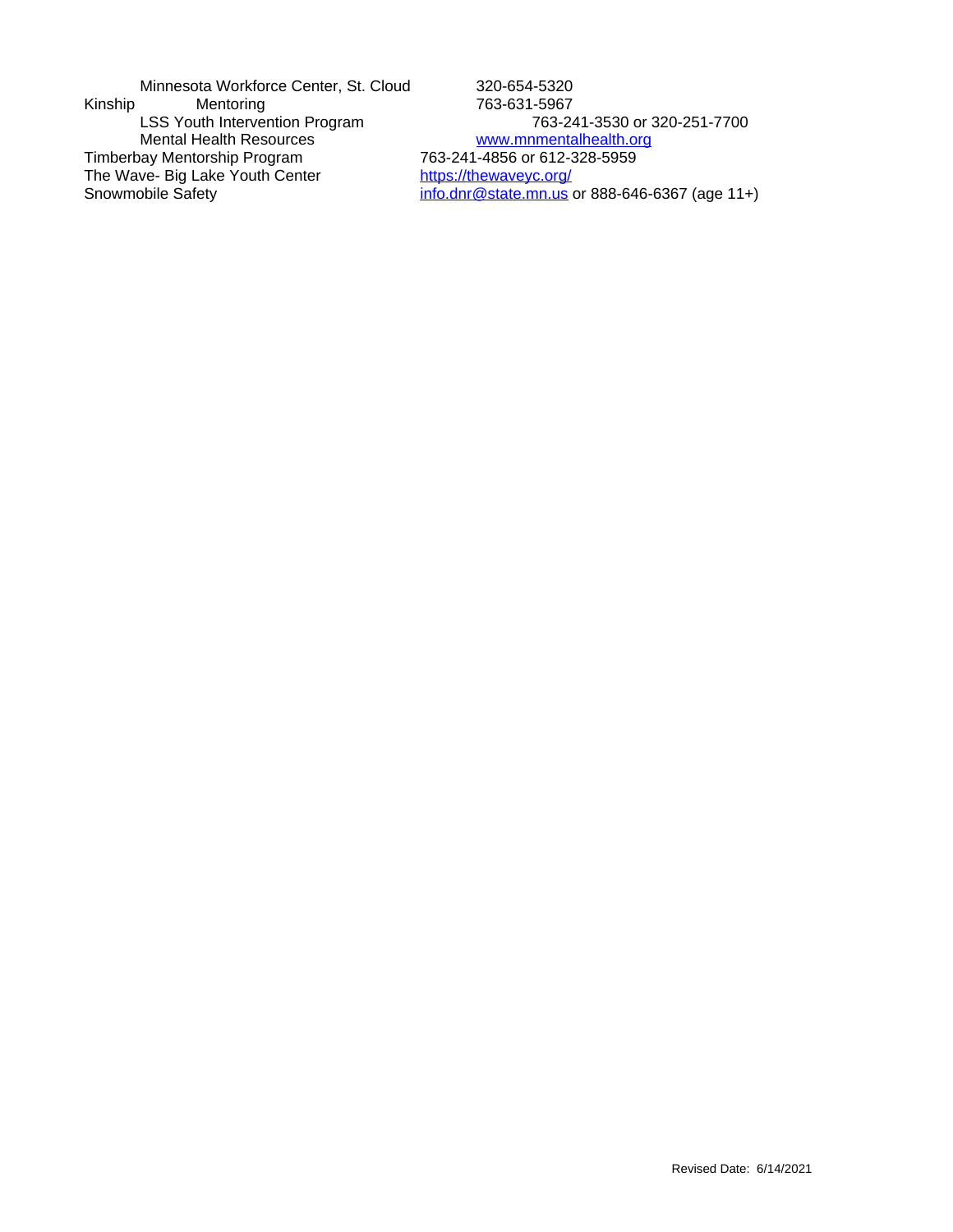| | |
|---|---|
| Minnesota Workforce Center, St. Cloud | 320-654-5320 |
| Kinship Mentoring | 763-631-5967 |
| LSS Youth Intervention Program | 763-241-3530 or 320-251-7700 |
| Mental Health Resources | www.mnmentalhealth.org |
| Timberbay Mentorship Program | 763-241-4856 or 612-328-5959 |
| The Wave- Big Lake Youth Center | https://thewaveyc.org/ |
| Snowmobile Safety | info.dnr@state.mn.us or 888-646-6367 (age 11+) |

Revised Date: 6/14/2021